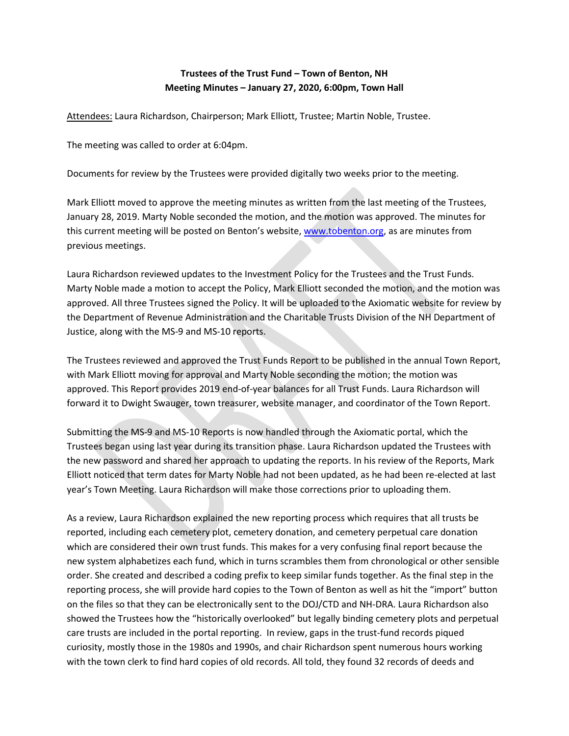**Trustees of the Trust Fund – Town of Benton, NH**
**Meeting Minutes – January 27, 2020, 6:00pm, Town Hall**

Attendees: Laura Richardson, Chairperson; Mark Elliott, Trustee; Martin Noble, Trustee.

The meeting was called to order at 6:04pm.

Documents for review by the Trustees were provided digitally two weeks prior to the meeting.

Mark Elliott moved to approve the meeting minutes as written from the last meeting of the Trustees, January 28, 2019. Marty Noble seconded the motion, and the motion was approved. The minutes for this current meeting will be posted on Benton's website, [www.tobenton.org](http://www.tobenton.org), as are minutes from previous meetings.

Laura Richardson reviewed updates to the Investment Policy for the Trustees and the Trust Funds. Marty Noble made a motion to accept the Policy, Mark Elliott seconded the motion, and the motion was approved. All three Trustees signed the Policy. It will be uploaded to the Axiomatic website for review by the Department of Revenue Administration and the Charitable Trusts Division of the NH Department of Justice, along with the MS-9 and MS-10 reports.

The Trustees reviewed and approved the Trust Funds Report to be published in the annual Town Report, with Mark Elliott moving for approval and Marty Noble seconding the motion; the motion was approved. This Report provides 2019 end-of-year balances for all Trust Funds. Laura Richardson will forward it to Dwight Swauger, town treasurer, website manager, and coordinator of the Town Report.

Submitting the MS-9 and MS-10 Reports is now handled through the Axiomatic portal, which the Trustees began using last year during its transition phase. Laura Richardson updated the Trustees with the new password and shared her approach to updating the reports. In his review of the Reports, Mark Elliott noticed that term dates for Marty Noble had not been updated, as he had been re-elected at last year's Town Meeting. Laura Richardson will make those corrections prior to uploading them.

As a review, Laura Richardson explained the new reporting process which requires that all trusts be reported, including each cemetery plot, cemetery donation, and cemetery perpetual care donation which are considered their own trust funds. This makes for a very confusing final report because the new system alphabetizes each fund, which in turns scrambles them from chronological or other sensible order. She created and described a coding prefix to keep similar funds together. As the final step in the reporting process, she will provide hard copies to the Town of Benton as well as hit the "import" button on the files so that they can be electronically sent to the DOJ/CTD and NH-DRA. Laura Richardson also showed the Trustees how the "historically overlooked" but legally binding cemetery plots and perpetual care trusts are included in the portal reporting. In review, gaps in the trust-fund records piqued curiosity, mostly those in the 1980s and 1990s, and chair Richardson spent numerous hours working with the town clerk to find hard copies of old records. All told, they found 32 records of deeds and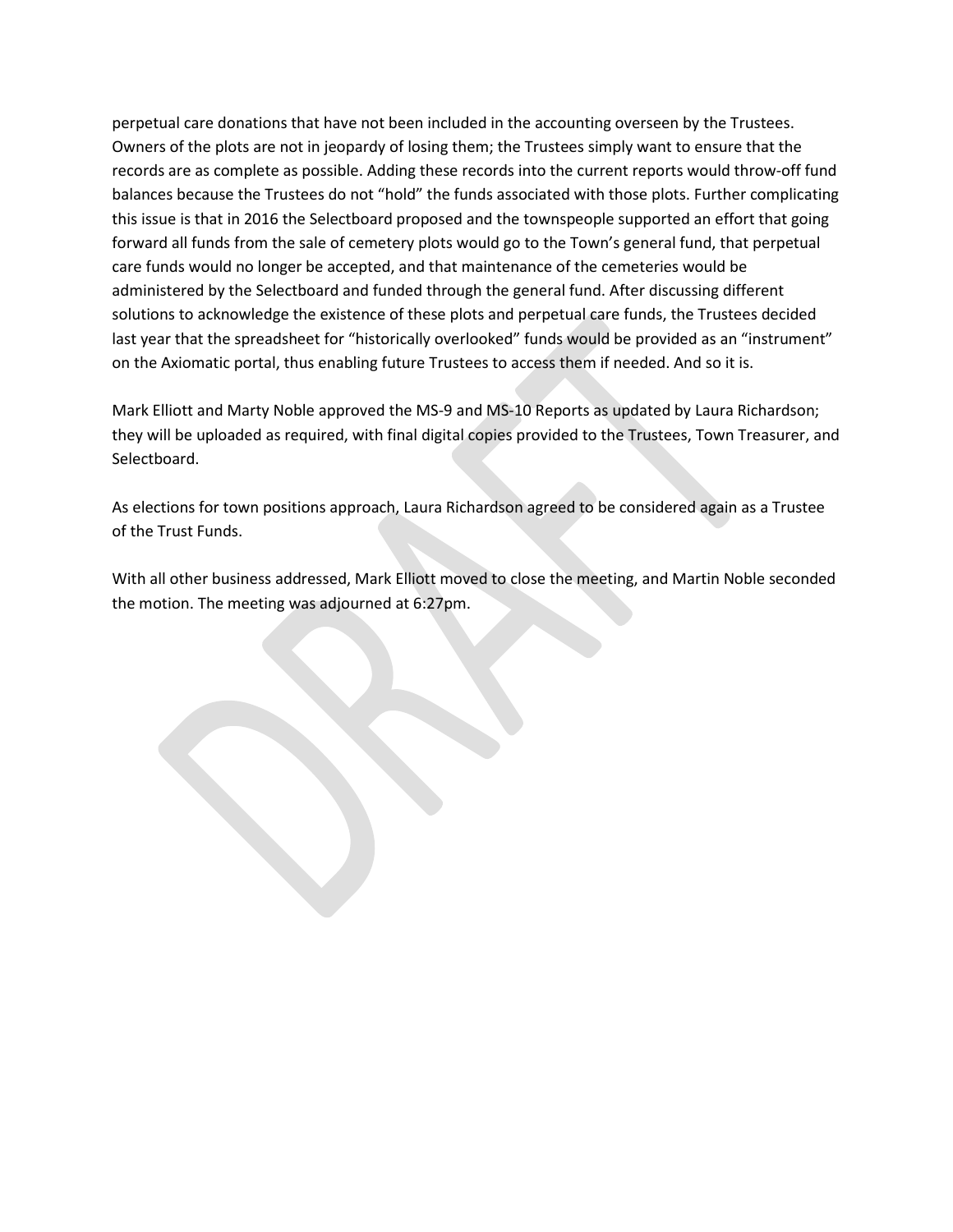perpetual care donations that have not been included in the accounting overseen by the Trustees. Owners of the plots are not in jeopardy of losing them; the Trustees simply want to ensure that the records are as complete as possible. Adding these records into the current reports would throw-off fund balances because the Trustees do not "hold" the funds associated with those plots. Further complicating this issue is that in 2016 the Selectboard proposed and the townspeople supported an effort that going forward all funds from the sale of cemetery plots would go to the Town's general fund, that perpetual care funds would no longer be accepted, and that maintenance of the cemeteries would be administered by the Selectboard and funded through the general fund. After discussing different solutions to acknowledge the existence of these plots and perpetual care funds, the Trustees decided last year that the spreadsheet for "historically overlooked" funds would be provided as an "instrument" on the Axiomatic portal, thus enabling future Trustees to access them if needed. And so it is.

Mark Elliott and Marty Noble approved the MS-9 and MS-10 Reports as updated by Laura Richardson; they will be uploaded as required, with final digital copies provided to the Trustees, Town Treasurer, and Selectboard.

As elections for town positions approach, Laura Richardson agreed to be considered again as a Trustee of the Trust Funds.

With all other business addressed, Mark Elliott moved to close the meeting, and Martin Noble seconded the motion. The meeting was adjourned at 6:27pm.